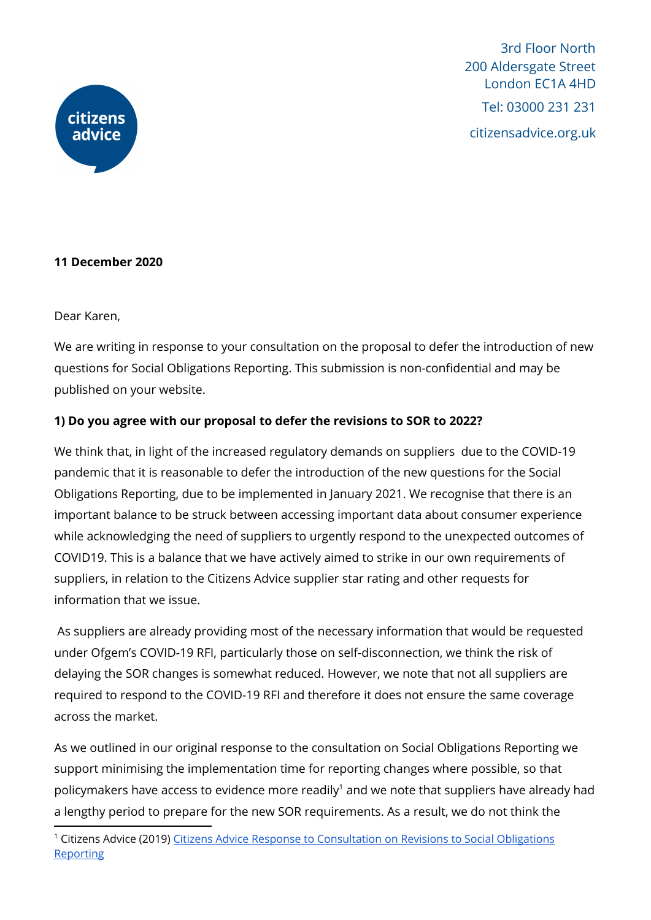3rd Floor North
200 Aldersgate Street
London EC1A 4HD

Tel: 03000 231 231

citizensadvice.org.uk

**11 December 2020**

Dear Karen,

We are writing in response to your consultation on the proposal to defer the introduction of new questions for Social Obligations Reporting. This submission is non-confidential and may be published on your website.

**1) Do you agree with our proposal to defer the revisions to SOR to 2022?**

We think that, in light of the increased regulatory demands on suppliers due to the COVID-19 pandemic that it is reasonable to defer the introduction of the new questions for the Social Obligations Reporting, due to be implemented in January 2021. We recognise that there is an important balance to be struck between accessing important data about consumer experience while acknowledging the need of suppliers to urgently respond to the unexpected outcomes of COVID19. This is a balance that we have actively aimed to strike in our own requirements of suppliers, in relation to the Citizens Advice supplier star rating and other requests for information that we issue.

As suppliers are already providing most of the necessary information that would be requested under Ofgem's COVID-19 RFI, particularly those on self-disconnection, we think the risk of delaying the SOR changes is somewhat reduced. However, we note that not all suppliers are required to respond to the COVID-19 RFI and therefore it does not ensure the same coverage across the market.

As we outlined in our original response to the consultation on Social Obligations Reporting we support minimising the implementation time for reporting changes where possible, so that policymakers have access to evidence more readily[1] and we note that suppliers have already had a lengthy period to prepare for the new SOR requirements. As a result, we do not think the

[1] Citizens Advice (2019) Citizens Advice Response to Consultation on Revisions to Social Obligations Reporting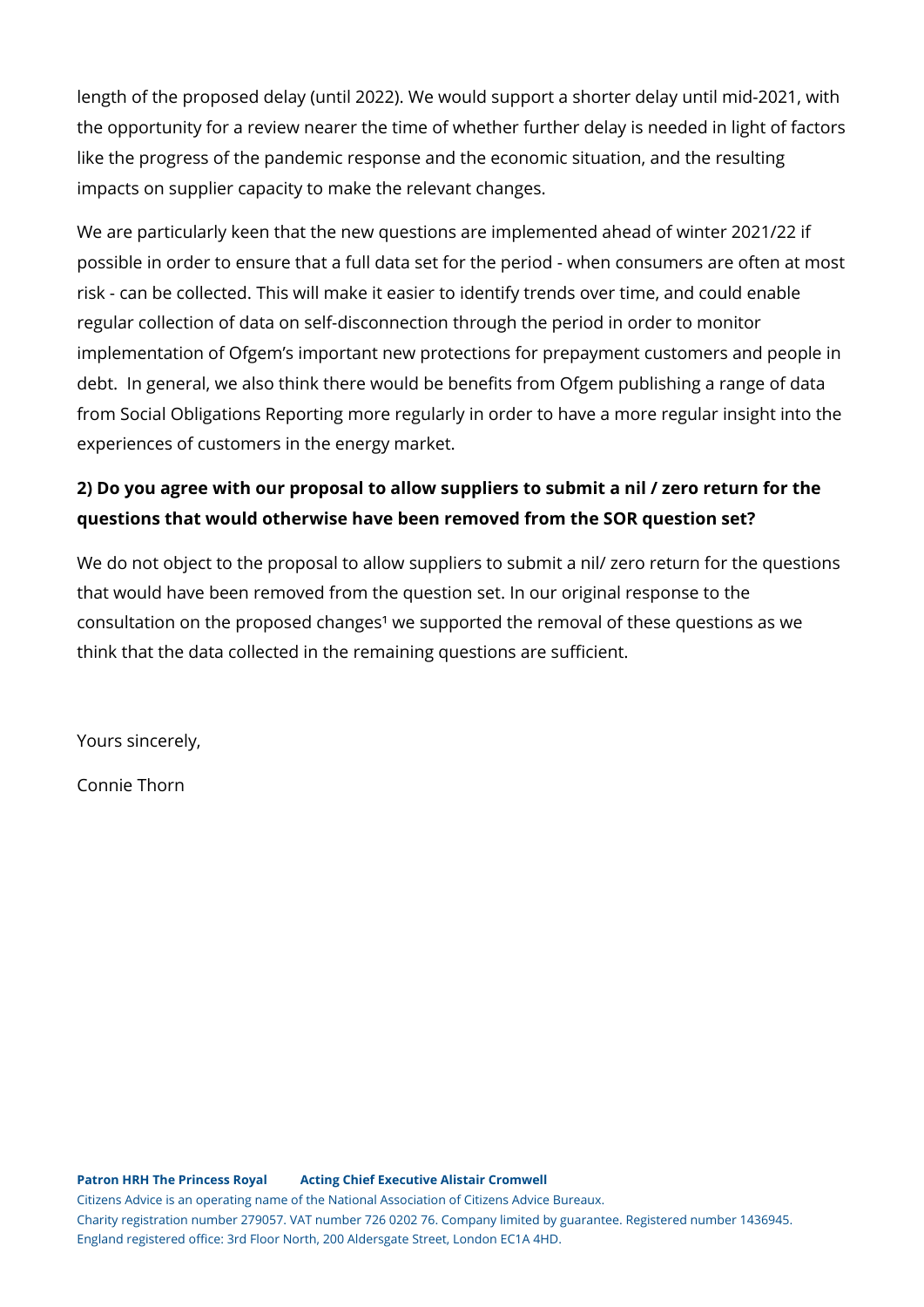length of the proposed delay (until 2022). We would support a shorter delay until mid-2021, with the opportunity for a review nearer the time of whether further delay is needed in light of factors like the progress of the pandemic response and the economic situation, and the resulting impacts on supplier capacity to make the relevant changes.

We are particularly keen that the new questions are implemented ahead of winter 2021/22 if possible in order to ensure that a full data set for the period - when consumers are often at most risk - can be collected. This will make it easier to identify trends over time, and could enable regular collection of data on self-disconnection through the period in order to monitor implementation of Ofgem's important new protections for prepayment customers and people in debt.  In general, we also think there would be benefits from Ofgem publishing a range of data from Social Obligations Reporting more regularly in order to have a more regular insight into the experiences of customers in the energy market.

**2) Do you agree with our proposal to allow suppliers to submit a nil / zero return for the questions that would otherwise have been removed from the SOR question set?**

We do not object to the proposal to allow suppliers to submit a nil/ zero return for the questions that would have been removed from the question set. In our original response to the consultation on the proposed changes[1] we supported the removal of these questions as we think that the data collected in the remaining questions are sufficient.

Yours sincerely,

Connie Thorn

**Patron HRH The Princess Royal** **Acting Chief Executive Alistair Cromwell**
Citizens Advice is an operating name of the National Association of Citizens Advice Bureaux.
Charity registration number 279057. VAT number 726 0202 76. Company limited by guarantee. Registered number 1436945.
England registered office: 3rd Floor North, 200 Aldersgate Street, London EC1A 4HD.